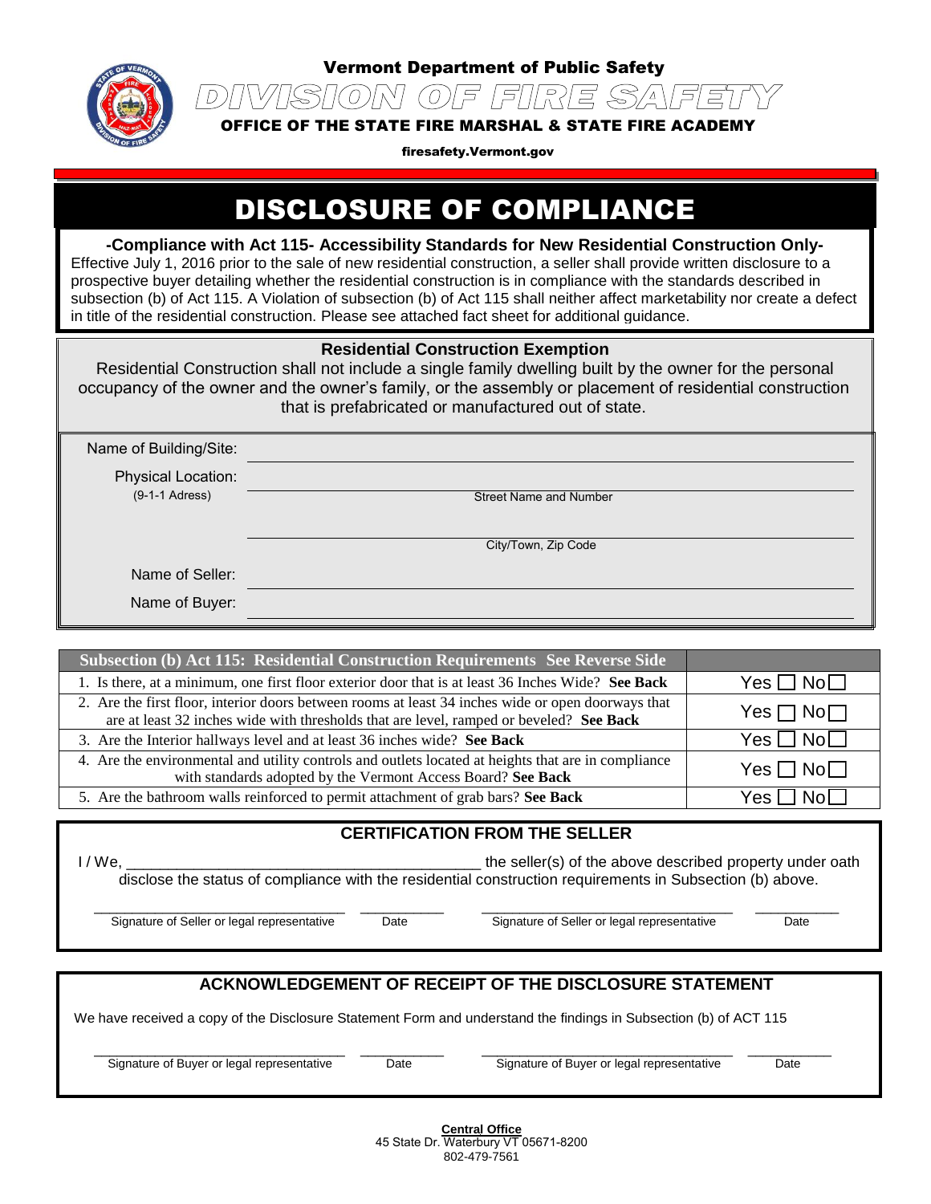Vermont Department of Public Safety

# DIVISION OF FIRE SAFETY

OFFICE OF THE STATE FIRE MARSHAL & STATE FIRE ACADEMY

firesafety.Vermont.gov

# DISCLOSURE OF COMPLIANCE

**-Compliance with Act 115- Accessibility Standards for New Residential Construction Only-**

Effective July 1, 2016 prior to the sale of new residential construction, a seller shall provide written disclosure to a prospective buyer detailing whether the residential construction is in compliance with the standards described in subsection (b) of Act 115. A Violation of subsection (b) of Act 115 shall neither affect marketability nor create a defect in title of the residential construction. Please see attached fact sheet for additional guidance.

**Residential Construction Exemption**

Residential Construction shall not include a single family dwelling built by the owner for the personal occupancy of the owner and the owner's family, or the assembly or placement of residential construction that is prefabricated or manufactured out of state.

Name of Building/Site: ______________________________

Physical Location: (9-1-1 Adress)

______________________________
Street Name and Number

______________________________
City/Town, Zip Code

Name of Seller: ______________________________

Name of Buyer: ______________________________

| Subsection (b) Act 115: Residential Construction Requirements See Reverse Side | |
|---|---|
| 1. Is there, at a minimum, one first floor exterior door that is at least 36 Inches Wide? **See Back** | Yes ☐ No☐ |
| 2. Are the first floor, interior doors between rooms at least 34 inches wide or open doorways that are at least 32 inches wide with thresholds that are level, ramped or beveled? **See Back** | Yes ☐ No☐ |
| 3. Are the Interior hallways level and at least 36 inches wide? **See Back** | Yes ☐ No☐ |
| 4. Are the environmental and utility controls and outlets located at heights that are in compliance with standards adopted by the Vermont Access Board? **See Back** | Yes ☐ No☐ |
| 5. Are the bathroom walls reinforced to permit attachment of grab bars? **See Back** | Yes ☐ No☐ |

## CERTIFICATION FROM THE SELLER

I / We, ____________________________________________ the seller(s) of the above described property under oath disclose the status of compliance with the residential construction requirements in Subsection (b) above.

______________________________ __________ ______________________________ __________
Signature of Seller or legal representative Date Signature of Seller or legal representative Date

## ACKNOWLEDGEMENT OF RECEIPT OF THE DISCLOSURE STATEMENT

We have received a copy of the Disclosure Statement Form and understand the findings in Subsection (b) of ACT 115

______________________________ __________ ______________________________ __________
Signature of Buyer or legal representative Date Signature of Buyer or legal representative Date

**Central Office**
45 State Dr. Waterbury VT 05671-8200
802-479-7561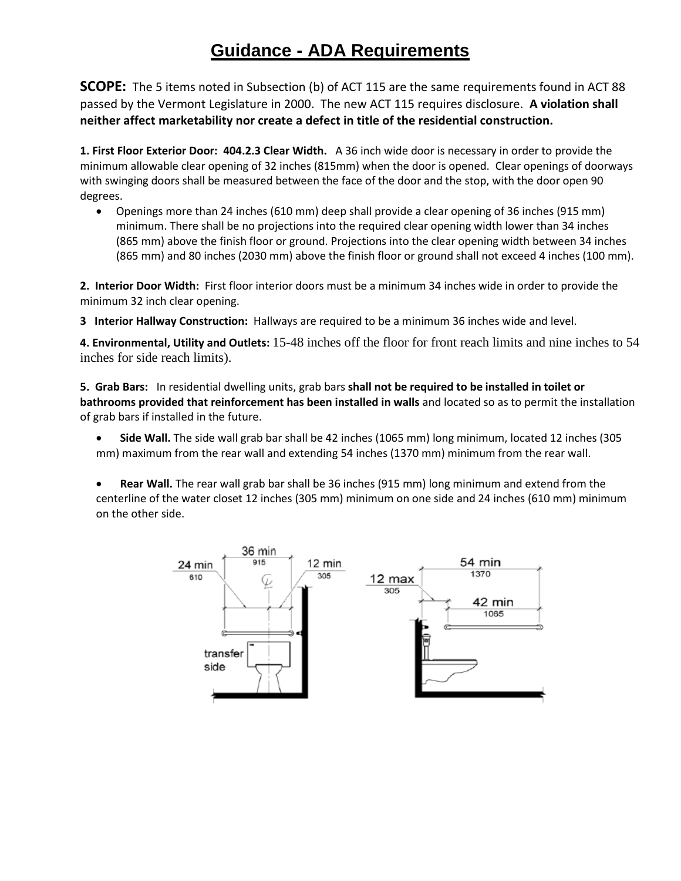# Guidance - ADA Requirements

**SCOPE:** The 5 items noted in Subsection (b) of ACT 115 are the same requirements found in ACT 88 passed by the Vermont Legislature in 2000. The new ACT 115 requires disclosure. **A violation shall neither affect marketability nor create a defect in title of the residential construction.**

**1. First Floor Exterior Door: 404.2.3 Clear Width.** A 36 inch wide door is necessary in order to provide the minimum allowable clear opening of 32 inches (815mm) when the door is opened. Clear openings of doorways with swinging doors shall be measured between the face of the door and the stop, with the door open 90 degrees.

- Openings more than 24 inches (610 mm) deep shall provide a clear opening of 36 inches (915 mm) minimum. There shall be no projections into the required clear opening width lower than 34 inches (865 mm) above the finish floor or ground. Projections into the clear opening width between 34 inches (865 mm) and 80 inches (2030 mm) above the finish floor or ground shall not exceed 4 inches (100 mm).

**2. Interior Door Width:** First floor interior doors must be a minimum 34 inches wide in order to provide the minimum 32 inch clear opening.

**3 Interior Hallway Construction:** Hallways are required to be a minimum 36 inches wide and level.

**4. Environmental, Utility and Outlets:** 15-48 inches off the floor for front reach limits and nine inches to 54 inches for side reach limits).

**5. Grab Bars:** In residential dwelling units, grab bars **shall not be required to be installed in toilet or bathrooms provided that reinforcement has been installed in walls** and located so as to permit the installation of grab bars if installed in the future.

- **Side Wall.** The side wall grab bar shall be 42 inches (1065 mm) long minimum, located 12 inches (305 mm) maximum from the rear wall and extending 54 inches (1370 mm) minimum from the rear wall.

- **Rear Wall.** The rear wall grab bar shall be 36 inches (915 mm) long minimum and extend from the centerline of the water closet 12 inches (305 mm) minimum on one side and 24 inches (610 mm) minimum on the other side.

24 min 610 | 36 min 915 | 12 min 305 | transfer side

12 max 305 | 54 min 1370 | 42 min 1065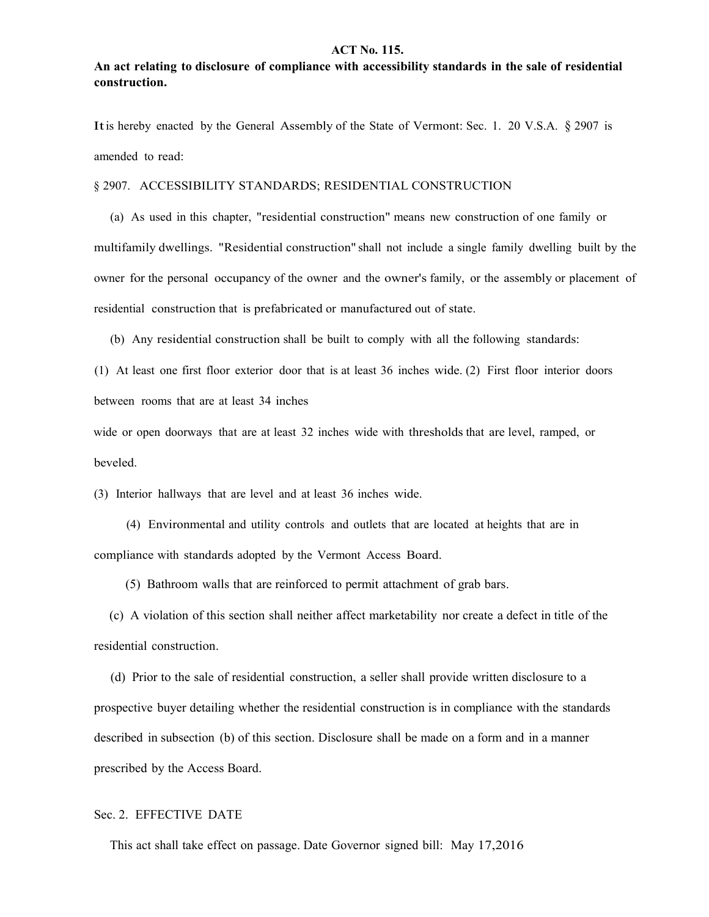**ACT No. 115.**

**An act relating to disclosure of compliance with accessibility standards in the sale of residential construction.**

It is hereby enacted by the General Assembly of the State of Vermont: Sec. 1. 20 V.S.A. § 2907 is amended to read:

§ 2907. ACCESSIBILITY STANDARDS; RESIDENTIAL CONSTRUCTION

(a) As used in this chapter, "residential construction" means new construction of one family or multifamily dwellings. "Residential construction" shall not include a single family dwelling built by the owner for the personal occupancy of the owner and the owner's family, or the assembly or placement of residential construction that is prefabricated or manufactured out of state.

(b) Any residential construction shall be built to comply with all the following standards:

(1) At least one first floor exterior door that is at least 36 inches wide.

(2) First floor interior doors between rooms that are at least 34 inches wide or open doorways that are at least 32 inches wide with thresholds that are level, ramped, or beveled.

(3) Interior hallways that are level and at least 36 inches wide.

(4) Environmental and utility controls and outlets that are located at heights that are in compliance with standards adopted by the Vermont Access Board.

(5) Bathroom walls that are reinforced to permit attachment of grab bars.

(c) A violation of this section shall neither affect marketability nor create a defect in title of the residential construction.

(d) Prior to the sale of residential construction, a seller shall provide written disclosure to a prospective buyer detailing whether the residential construction is in compliance with the standards described in subsection (b) of this section. Disclosure shall be made on a form and in a manner prescribed by the Access Board.

Sec. 2. EFFECTIVE DATE

This act shall take effect on passage. Date Governor signed bill: May 17,2016